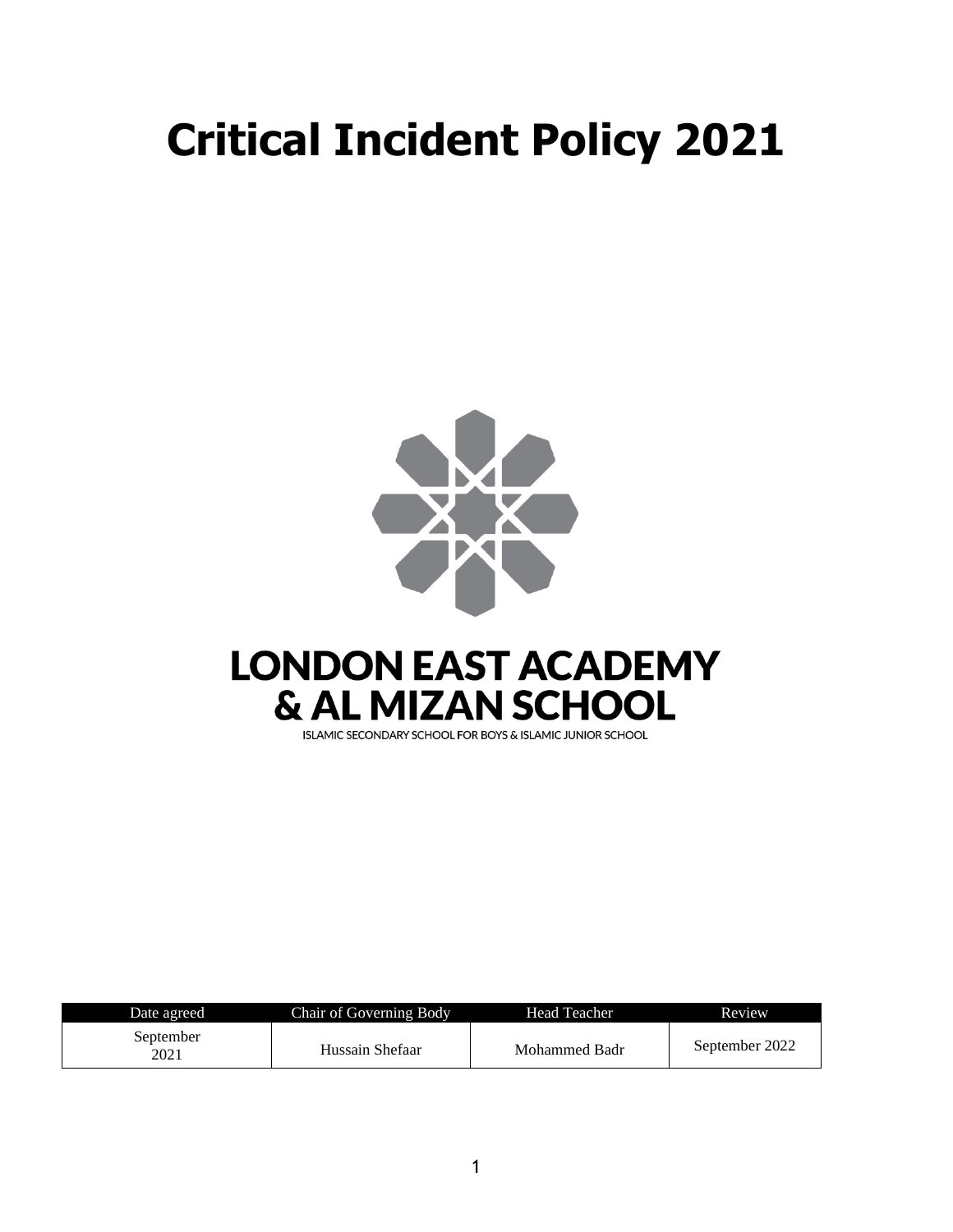# Critical Incident Policy 2021

LONDON EAST ACADEMY
& AL MIZAN SCHOOL

ISLAMIC SECONDARY SCHOOL FOR BOYS & ISLAMIC JUNIOR SCHOOL

| Date agreed | Chair of Governing Body | Head Teacher | Review |
|---|---|---|---|
| September 2021 | Hussain Shefaar | Mohammed Badr | September 2022 |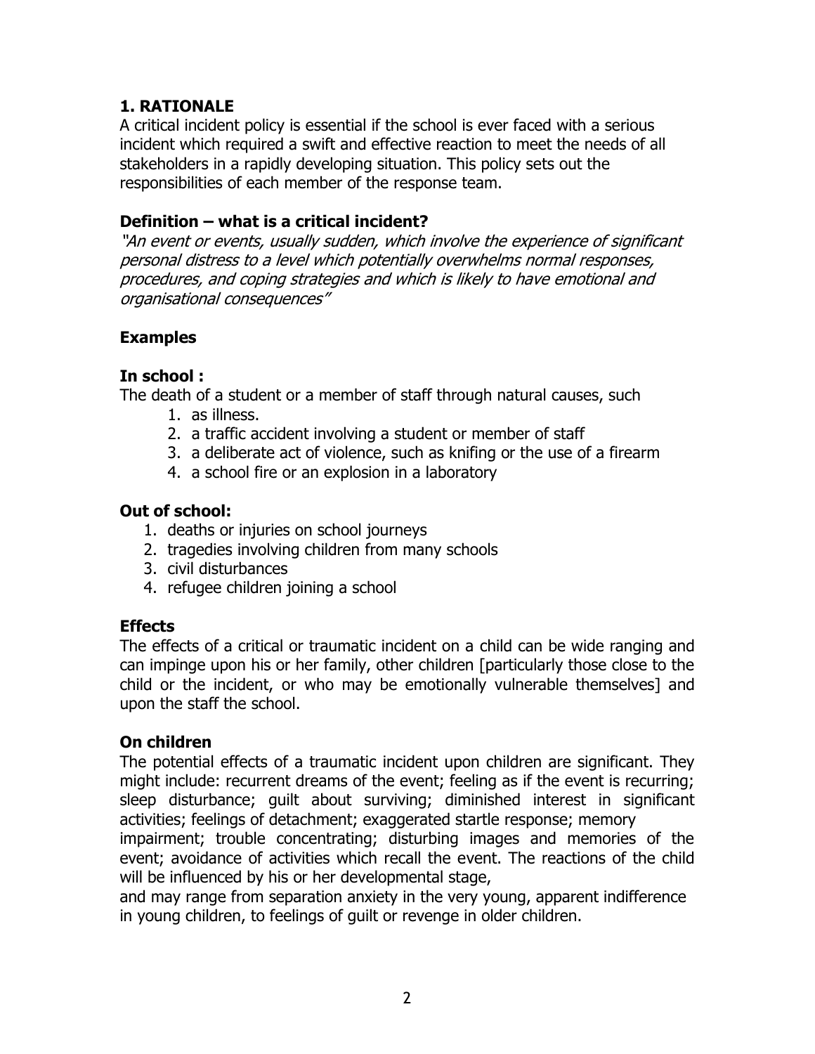## 1. RATIONALE

A critical incident policy is essential if the school is ever faced with a serious incident which required a swift and effective reaction to meet the needs of all stakeholders in a rapidly developing situation. This policy sets out the responsibilities of each member of the response team.

### Definition – what is a critical incident?

*"An event or events, usually sudden, which involve the experience of significant personal distress to a level which potentially overwhelms normal responses, procedures, and coping strategies and which is likely to have emotional and organisational consequences"*

### Examples

#### In school :

The death of a student or a member of staff through natural causes, such

1. as illness.
2. a traffic accident involving a student or member of staff
3. a deliberate act of violence, such as knifing or the use of a firearm
4. a school fire or an explosion in a laboratory

#### Out of school:

1. deaths or injuries on school journeys
2. tragedies involving children from many schools
3. civil disturbances
4. refugee children joining a school

### Effects

The effects of a critical or traumatic incident on a child can be wide ranging and can impinge upon his or her family, other children [particularly those close to the child or the incident, or who may be emotionally vulnerable themselves] and upon the staff the school.

### On children

The potential effects of a traumatic incident upon children are significant. They might include: recurrent dreams of the event; feeling as if the event is recurring; sleep disturbance; guilt about surviving; diminished interest in significant activities; feelings of detachment; exaggerated startle response; memory impairment; trouble concentrating; disturbing images and memories of the event; avoidance of activities which recall the event. The reactions of the child will be influenced by his or her developmental stage,

and may range from separation anxiety in the very young, apparent indifference in young children, to feelings of guilt or revenge in older children.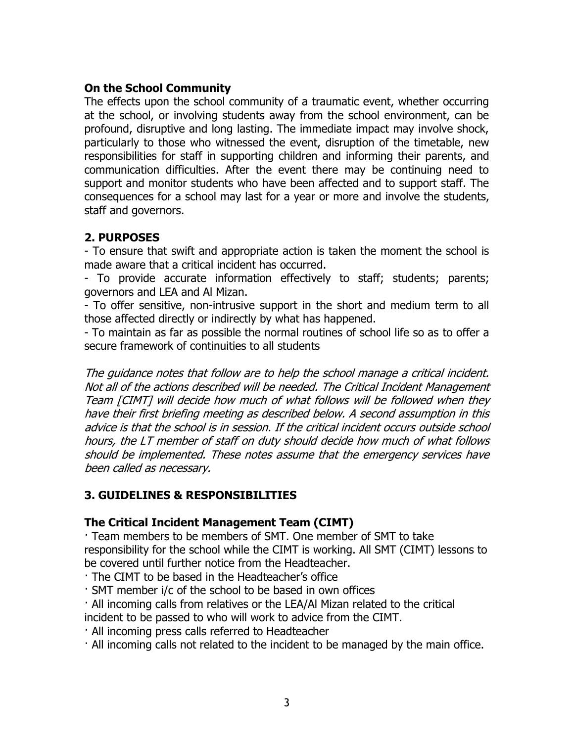### On the School Community

The effects upon the school community of a traumatic event, whether occurring at the school, or involving students away from the school environment, can be profound, disruptive and long lasting. The immediate impact may involve shock, particularly to those who witnessed the event, disruption of the timetable, new responsibilities for staff in supporting children and informing their parents, and communication difficulties. After the event there may be continuing need to support and monitor students who have been affected and to support staff. The consequences for a school may last for a year or more and involve the students, staff and governors.

## 2. PURPOSES

- To ensure that swift and appropriate action is taken the moment the school is made aware that a critical incident has occurred.
- To provide accurate information effectively to staff; students; parents; governors and LEA and Al Mizan.
- To offer sensitive, non-intrusive support in the short and medium term to all those affected directly or indirectly by what has happened.
- To maintain as far as possible the normal routines of school life so as to offer a secure framework of continuities to all students

*The guidance notes that follow are to help the school manage a critical incident. Not all of the actions described will be needed. The Critical Incident Management Team [CIMT] will decide how much of what follows will be followed when they have their first briefing meeting as described below. A second assumption in this advice is that the school is in session. If the critical incident occurs outside school hours, the LT member of staff on duty should decide how much of what follows should be implemented. These notes assume that the emergency services have been called as necessary.*

## 3. GUIDELINES & RESPONSIBILITIES

### The Critical Incident Management Team (CIMT)

· Team members to be members of SMT. One member of SMT to take responsibility for the school while the CIMT is working. All SMT (CIMT) lessons to be covered until further notice from the Headteacher.

· The CIMT to be based in the Headteacher's office

· SMT member i/c of the school to be based in own offices

· All incoming calls from relatives or the LEA/Al Mizan related to the critical incident to be passed to who will work to advice from the CIMT.

· All incoming press calls referred to Headteacher

· All incoming calls not related to the incident to be managed by the main office.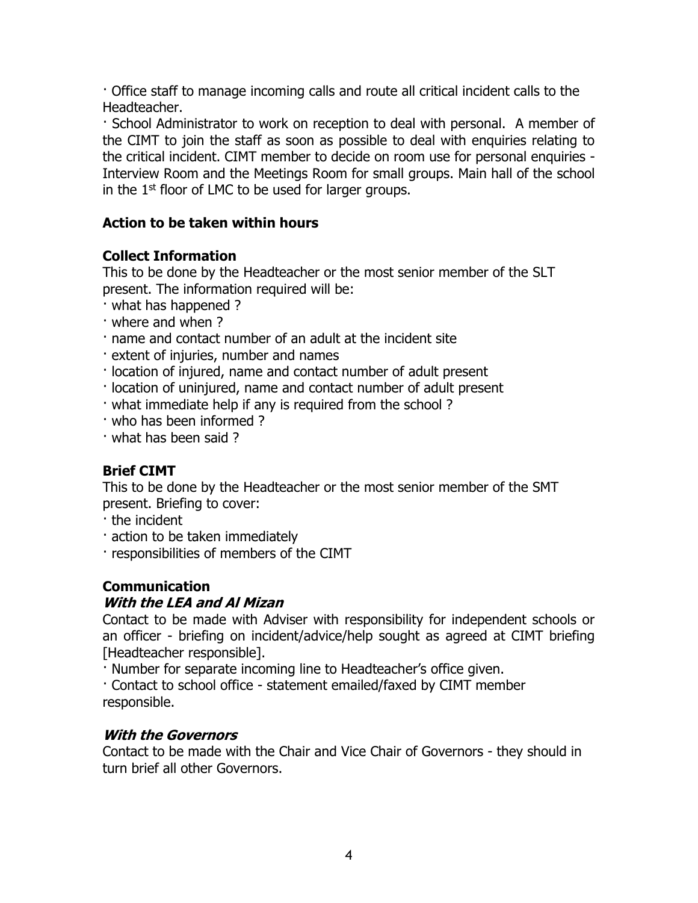- Office staff to manage incoming calls and route all critical incident calls to the Headteacher.
- School Administrator to work on reception to deal with personal. A member of the CIMT to join the staff as soon as possible to deal with enquiries relating to the critical incident. CIMT member to decide on room use for personal enquiries - Interview Room and the Meetings Room for small groups. Main hall of the school in the 1st floor of LMC to be used for larger groups.

**Action to be taken within hours**

**Collect Information**

This to be done by the Headteacher or the most senior member of the SLT present. The information required will be:

- what has happened ?
- where and when ?
- name and contact number of an adult at the incident site
- extent of injuries, number and names
- location of injured, name and contact number of adult present
- location of uninjured, name and contact number of adult present
- what immediate help if any is required from the school ?
- who has been informed ?
- what has been said ?

**Brief CIMT**

This to be done by the Headteacher or the most senior member of the SMT present. Briefing to cover:

- the incident
- action to be taken immediately
- responsibilities of members of the CIMT

**Communication**

***With the LEA and Al Mizan***

Contact to be made with Adviser with responsibility for independent schools or an officer - briefing on incident/advice/help sought as agreed at CIMT briefing [Headteacher responsible].

- Number for separate incoming line to Headteacher's office given.
- Contact to school office - statement emailed/faxed by CIMT member responsible.

***With the Governors***

Contact to be made with the Chair and Vice Chair of Governors - they should in turn brief all other Governors.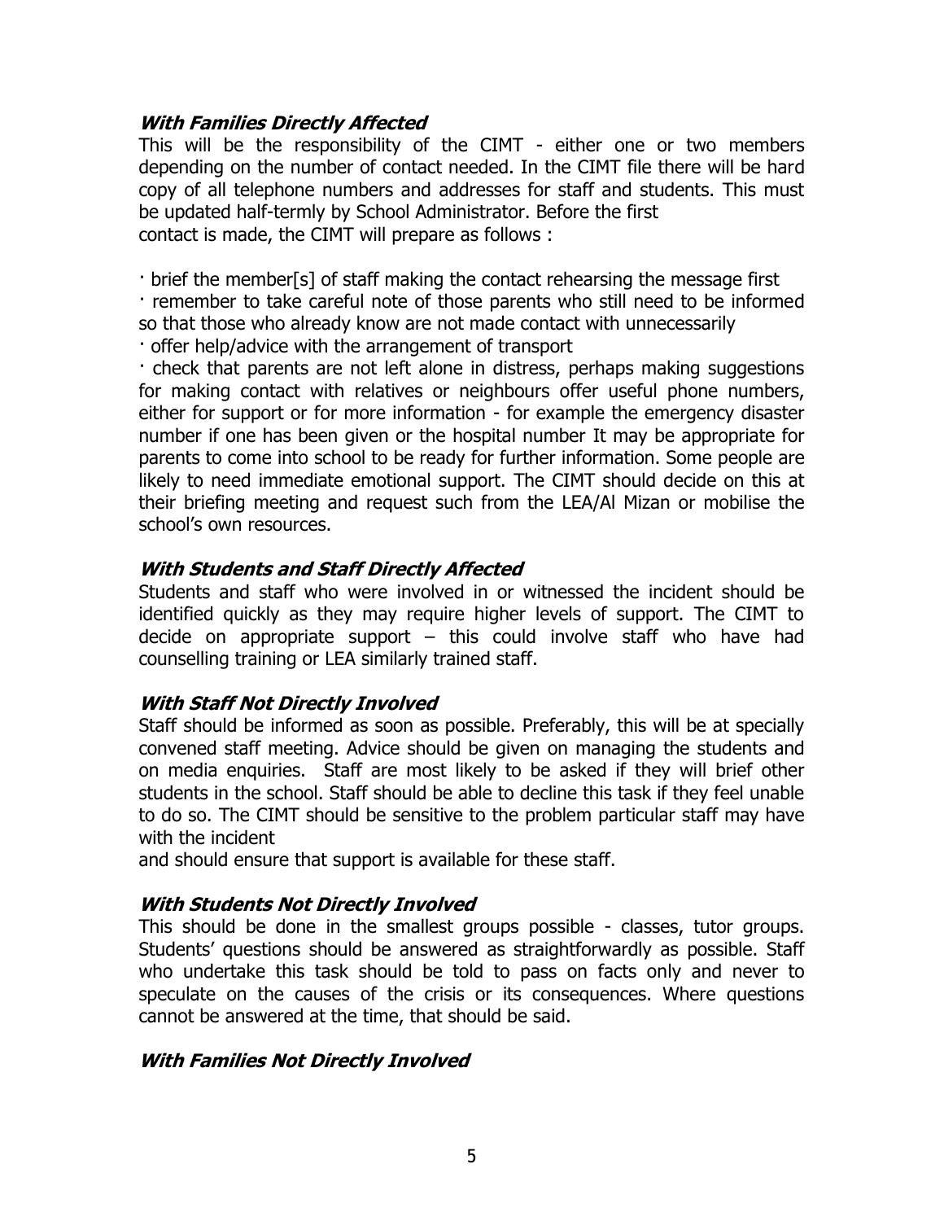### ***With Families Directly Affected***

This will be the responsibility of the CIMT - either one or two members depending on the number of contact needed. In the CIMT file there will be hard copy of all telephone numbers and addresses for staff and students. This must be updated half-termly by School Administrator. Before the first contact is made, the CIMT will prepare as follows :

- brief the member[s] of staff making the contact rehearsing the message first
- remember to take careful note of those parents who still need to be informed so that those who already know are not made contact with unnecessarily
- offer help/advice with the arrangement of transport
- check that parents are not left alone in distress, perhaps making suggestions for making contact with relatives or neighbours offer useful phone numbers, either for support or for more information - for example the emergency disaster number if one has been given or the hospital number It may be appropriate for parents to come into school to be ready for further information. Some people are likely to need immediate emotional support. The CIMT should decide on this at their briefing meeting and request such from the LEA/Al Mizan or mobilise the school's own resources.

### ***With Students and Staff Directly Affected***

Students and staff who were involved in or witnessed the incident should be identified quickly as they may require higher levels of support. The CIMT to decide on appropriate support – this could involve staff who have had counselling training or LEA similarly trained staff.

### ***With Staff Not Directly Involved***

Staff should be informed as soon as possible. Preferably, this will be at specially convened staff meeting. Advice should be given on managing the students and on media enquiries. Staff are most likely to be asked if they will brief other students in the school. Staff should be able to decline this task if they feel unable to do so. The CIMT should be sensitive to the problem particular staff may have with the incident and should ensure that support is available for these staff.

### ***With Students Not Directly Involved***

This should be done in the smallest groups possible - classes, tutor groups. Students' questions should be answered as straightforwardly as possible. Staff who undertake this task should be told to pass on facts only and never to speculate on the causes of the crisis or its consequences. Where questions cannot be answered at the time, that should be said.

### ***With Families Not Directly Involved***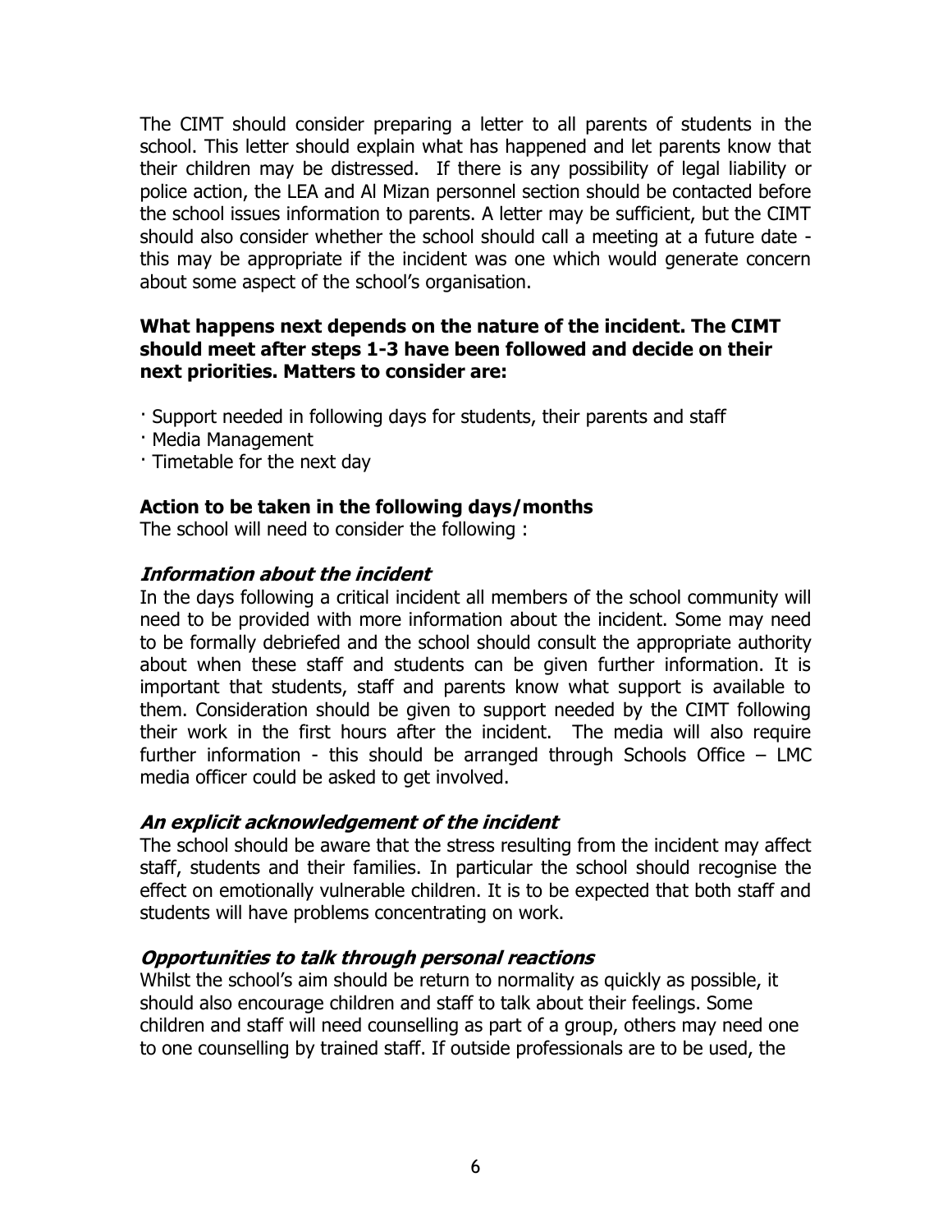The CIMT should consider preparing a letter to all parents of students in the school. This letter should explain what has happened and let parents know that their children may be distressed. If there is any possibility of legal liability or police action, the LEA and Al Mizan personnel section should be contacted before the school issues information to parents. A letter may be sufficient, but the CIMT should also consider whether the school should call a meeting at a future date - this may be appropriate if the incident was one which would generate concern about some aspect of the school's organisation.

**What happens next depends on the nature of the incident. The CIMT should meet after steps 1-3 have been followed and decide on their next priorities. Matters to consider are:**

- Support needed in following days for students, their parents and staff
- Media Management
- Timetable for the next day

**Action to be taken in the following days/months**

The school will need to consider the following :

***Information about the incident***

In the days following a critical incident all members of the school community will need to be provided with more information about the incident. Some may need to be formally debriefed and the school should consult the appropriate authority about when these staff and students can be given further information. It is important that students, staff and parents know what support is available to them. Consideration should be given to support needed by the CIMT following their work in the first hours after the incident. The media will also require further information - this should be arranged through Schools Office – LMC media officer could be asked to get involved.

***An explicit acknowledgement of the incident***

The school should be aware that the stress resulting from the incident may affect staff, students and their families. In particular the school should recognise the effect on emotionally vulnerable children. It is to be expected that both staff and students will have problems concentrating on work.

***Opportunities to talk through personal reactions***

Whilst the school's aim should be return to normality as quickly as possible, it should also encourage children and staff to talk about their feelings. Some children and staff will need counselling as part of a group, others may need one to one counselling by trained staff. If outside professionals are to be used, the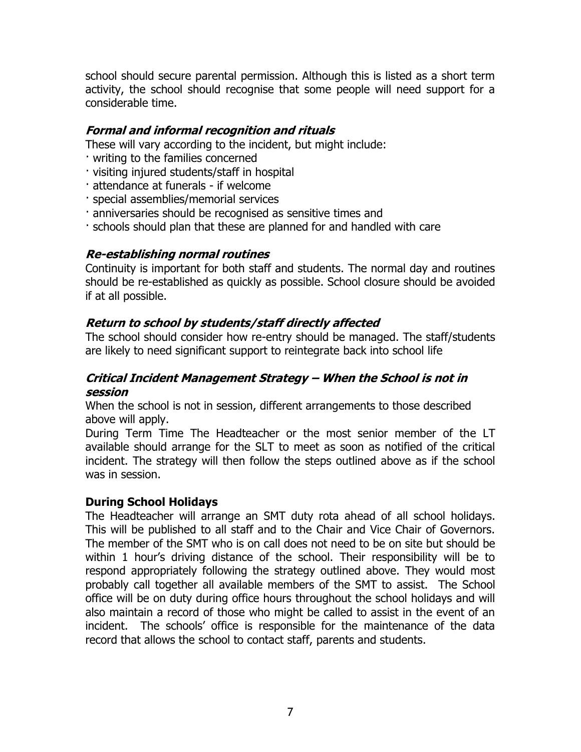school should secure parental permission. Although this is listed as a short term activity, the school should recognise that some people will need support for a considerable time.

### *Formal and informal recognition and rituals*

These will vary according to the incident, but might include:

- writing to the families concerned
- visiting injured students/staff in hospital
- attendance at funerals - if welcome
- special assemblies/memorial services
- anniversaries should be recognised as sensitive times and
- schools should plan that these are planned for and handled with care

### *Re-establishing normal routines*

Continuity is important for both staff and students. The normal day and routines should be re-established as quickly as possible. School closure should be avoided if at all possible.

### *Return to school by students/staff directly affected*

The school should consider how re-entry should be managed. The staff/students are likely to need significant support to reintegrate back into school life

### *Critical Incident Management Strategy – When the School is not in session*

When the school is not in session, different arrangements to those described above will apply.

During Term Time The Headteacher or the most senior member of the LT available should arrange for the SLT to meet as soon as notified of the critical incident. The strategy will then follow the steps outlined above as if the school was in session.

### **During School Holidays**

The Headteacher will arrange an SMT duty rota ahead of all school holidays. This will be published to all staff and to the Chair and Vice Chair of Governors. The member of the SMT who is on call does not need to be on site but should be within 1 hour's driving distance of the school. Their responsibility will be to respond appropriately following the strategy outlined above. They would most probably call together all available members of the SMT to assist. The School office will be on duty during office hours throughout the school holidays and will also maintain a record of those who might be called to assist in the event of an incident. The schools' office is responsible for the maintenance of the data record that allows the school to contact staff, parents and students.